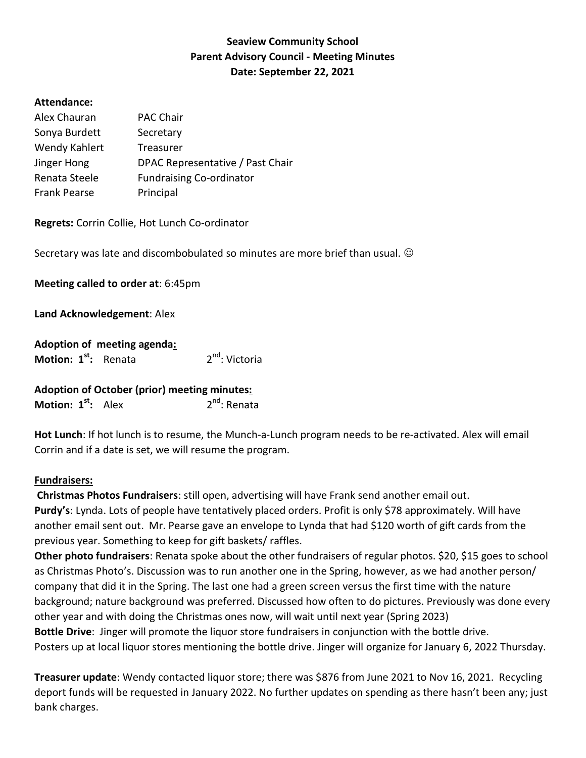**Seaview Community School**
**Parent Advisory Council - Meeting Minutes**
**Date: September 22, 2021**

**Attendance:**

| | |
|---|---|
| Alex Chauran | PAC Chair |
| Sonya Burdett | Secretary |
| Wendy Kahlert | Treasurer |
| Jinger Hong | DPAC Representative / Past Chair |
| Renata Steele | Fundraising Co-ordinator |
| Frank Pearse | Principal |

**Regrets:** Corrin Collie, Hot Lunch Co-ordinator

Secretary was late and discombobulated so minutes are more brief than usual. ☺

**Meeting called to order at**: 6:45pm

**Land Acknowledgement**: Alex

**Adoption of meeting agenda:**
**Motion: 1st:** Renata 2nd: Victoria

**Adoption of October (prior) meeting minutes:**
**Motion: 1st:** Alex 2nd: Renata

**Hot Lunch**: If hot lunch is to resume, the Munch-a-Lunch program needs to be re-activated. Alex will email Corrin and if a date is set, we will resume the program.

**Fundraisers:**

**Christmas Photos Fundraisers**: still open, advertising will have Frank send another email out.

**Purdy's**: Lynda. Lots of people have tentatively placed orders. Profit is only $78 approximately. Will have another email sent out. Mr. Pearse gave an envelope to Lynda that had $120 worth of gift cards from the previous year. Something to keep for gift baskets/ raffles.

**Other photo fundraisers**: Renata spoke about the other fundraisers of regular photos. $20, $15 goes to school as Christmas Photo's. Discussion was to run another one in the Spring, however, as we had another person/ company that did it in the Spring. The last one had a green screen versus the first time with the nature background; nature background was preferred. Discussed how often to do pictures. Previously was done every other year and with doing the Christmas ones now, will wait until next year (Spring 2023)

**Bottle Drive**: Jinger will promote the liquor store fundraisers in conjunction with the bottle drive. Posters up at local liquor stores mentioning the bottle drive. Jinger will organize for January 6, 2022 Thursday.

**Treasurer update**: Wendy contacted liquor store; there was $876 from June 2021 to Nov 16, 2021. Recycling deport funds will be requested in January 2022. No further updates on spending as there hasn't been any; just bank charges.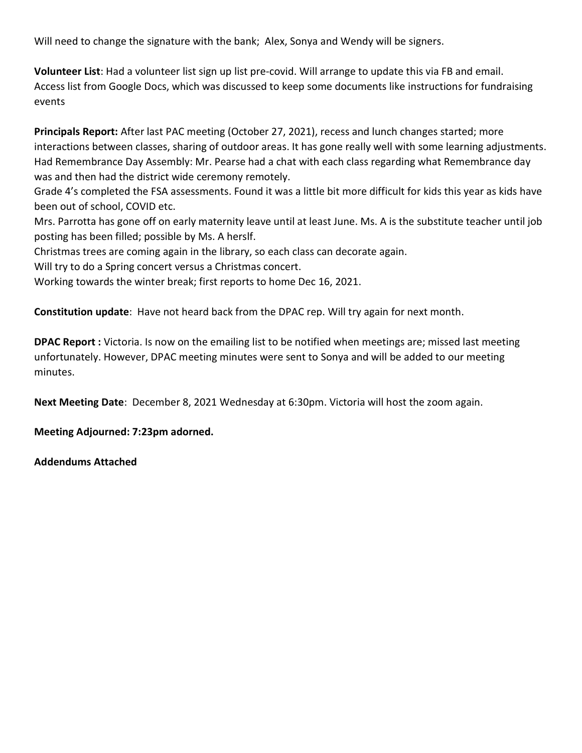Will need to change the signature with the bank;  Alex, Sonya and Wendy will be signers.

**Volunteer List**: Had a volunteer list sign up list pre-covid. Will arrange to update this via FB and email. Access list from Google Docs, which was discussed to keep some documents like instructions for fundraising events

**Principals Report:** After last PAC meeting (October 27, 2021), recess and lunch changes started; more interactions between classes, sharing of outdoor areas. It has gone really well with some learning adjustments. Had Remembrance Day Assembly: Mr. Pearse had a chat with each class regarding what Remembrance day was and then had the district wide ceremony remotely.
Grade 4's completed the FSA assessments. Found it was a little bit more difficult for kids this year as kids have been out of school, COVID etc.
Mrs. Parrotta has gone off on early maternity leave until at least June. Ms. A is the substitute teacher until job posting has been filled; possible by Ms. A herslf.
Christmas trees are coming again in the library, so each class can decorate again.
Will try to do a Spring concert versus a Christmas concert.
Working towards the winter break; first reports to home Dec 16, 2021.

**Constitution update**:  Have not heard back from the DPAC rep. Will try again for next month.

**DPAC Report :** Victoria. Is now on the emailing list to be notified when meetings are; missed last meeting unfortunately. However, DPAC meeting minutes were sent to Sonya and will be added to our meeting minutes.

**Next Meeting Date**:  December 8, 2021 Wednesday at 6:30pm. Victoria will host the zoom again.

**Meeting Adjourned: 7:23pm adorned.**

**Addendums Attached**